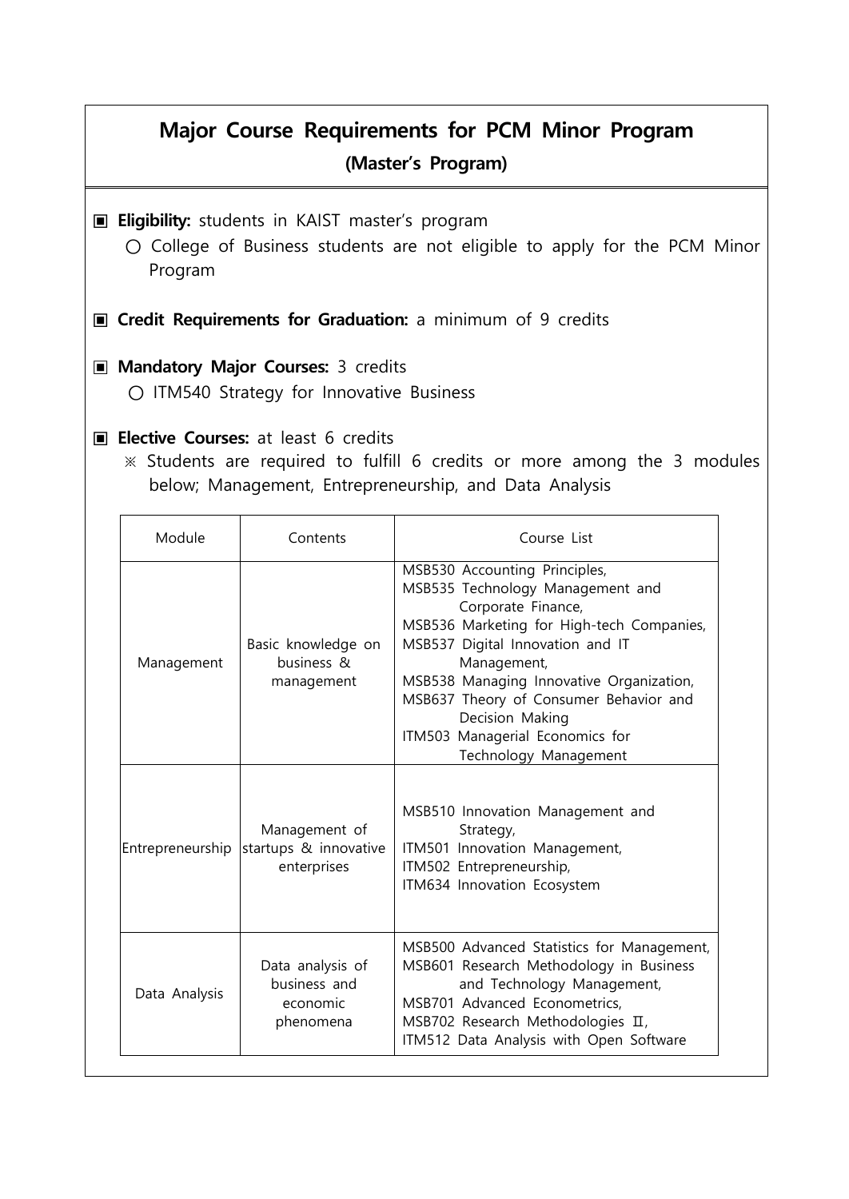# Major Course Requirements for PCM Minor Program

**(Master's Program)**

▣ **Eligibility:** students in KAIST master's program

○ College of Business students are not eligible to apply for the PCM Minor Program

▣ **Credit Requirements for Graduation:** a minimum of 9 credits

▣ **Mandatory Major Courses:** 3 credits

○ ITM540 Strategy for Innovative Business

▣ **Elective Courses:** at least 6 credits

※ Students are required to fulfill 6 credits or more among the 3 modules below; Management, Entrepreneurship, and Data Analysis

| Module | Contents | Course List |
|---|---|---|
| Management | Basic knowledge on business & management | MSB530 Accounting Principles, MSB535 Technology Management and Corporate Finance, MSB536 Marketing for High-tech Companies, MSB537 Digital Innovation and IT Management, MSB538 Managing Innovative Organization, MSB637 Theory of Consumer Behavior and Decision Making ITM503 Managerial Economics for Technology Management |
| Entrepreneurship | Management of startups & innovative enterprises | MSB510 Innovation Management and Strategy, ITM501 Innovation Management, ITM502 Entrepreneurship, ITM634 Innovation Ecosystem |
| Data Analysis | Data analysis of business and economic phenomena | MSB500 Advanced Statistics for Management, MSB601 Research Methodology in Business and Technology Management, MSB701 Advanced Econometrics, MSB702 Research Methodologies Ⅱ, ITM512 Data Analysis with Open Software |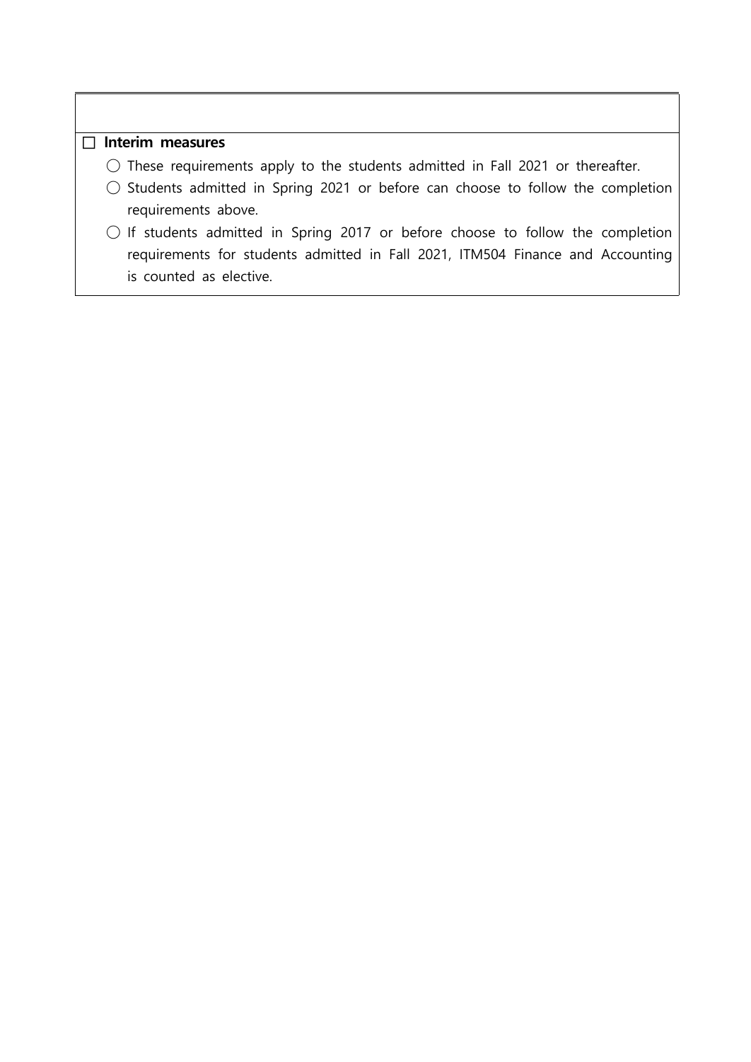☐ **Interim measures**

- ◯ These requirements apply to the students admitted in Fall 2021 or thereafter.
- ◯ Students admitted in Spring 2021 or before can choose to follow the completion requirements above.
- ◯ If students admitted in Spring 2017 or before choose to follow the completion requirements for students admitted in Fall 2021, ITM504 Finance and Accounting is counted as elective.